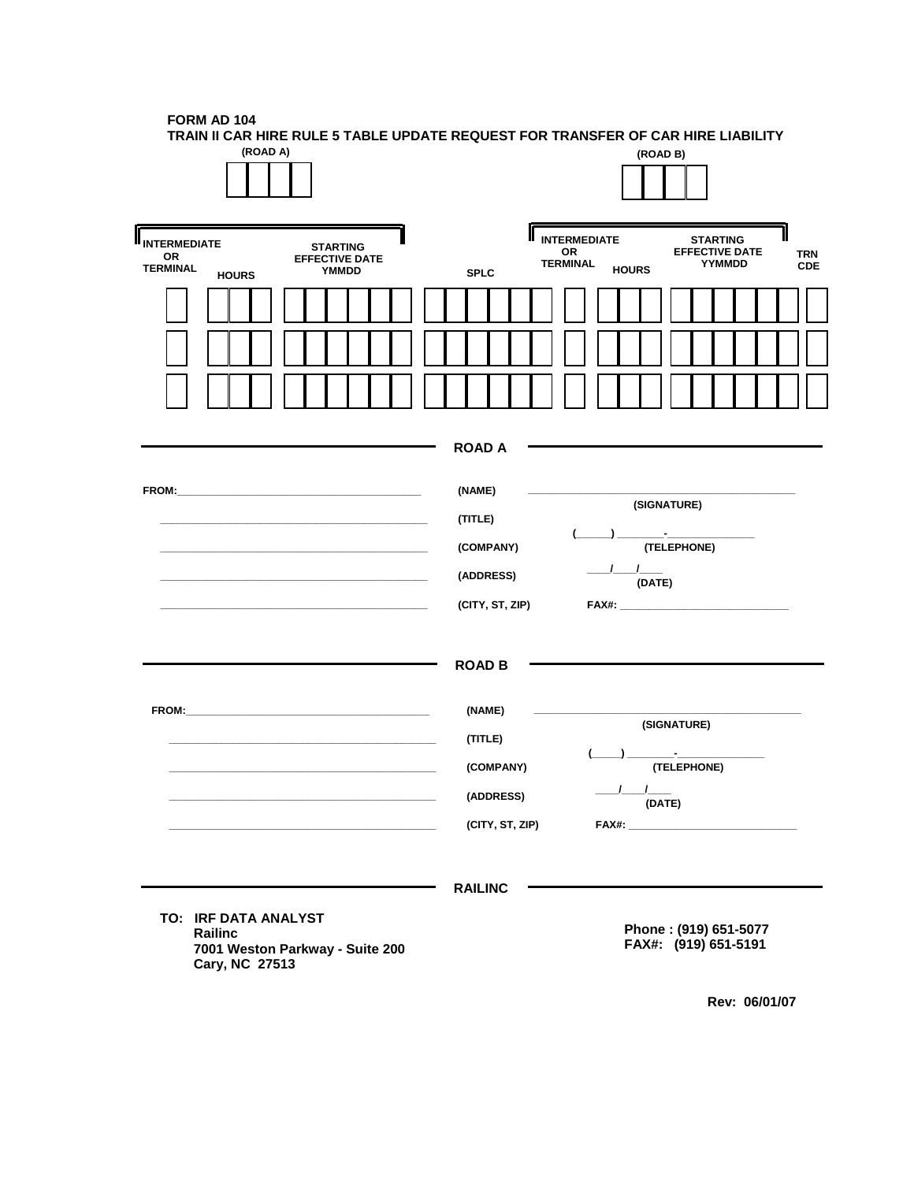**FORM AD 104**

**TRAIN II CAR HIRE RULE 5 TABLE UPDATE REQUEST FOR TRANSFER OF CAR HIRE LIABILITY**

| (ROAD A) | (ROAD B) |
|---|---|
| | |

| INTERMEDIATE OR TERMINAL | HOURS | STARTING EFFECTIVE DATE YMMDD | SPLC | INTERMEDIATE OR TERMINAL | HOURS | STARTING EFFECTIVE DATE YYMMDD | TRN CDE |
|---|---|---|---|---|---|---|---|
| | | | | | | | |
| | | | | | | | |
| | | | | | | | |

## ROAD A

FROM:\_\_\_\_\_\_\_\_\_\_\_\_\_\_\_\_\_\_\_\_\_\_\_\_\_\_\_\_\_\_\_\_\_\_\_\_\_\_\_\_

\_\_\_\_\_\_\_\_\_\_\_\_\_\_\_\_\_\_\_\_\_\_\_\_\_\_\_\_\_\_\_\_\_\_\_\_\_\_\_\_ (NAME) \_\_\_\_\_\_\_\_\_\_\_\_\_\_\_\_\_\_\_\_\_\_\_\_\_\_\_\_\_\_ (SIGNATURE)

\_\_\_\_\_\_\_\_\_\_\_\_\_\_\_\_\_\_\_\_\_\_\_\_\_\_\_\_\_\_\_\_\_\_\_\_\_\_\_\_ (TITLE) (\_\_\_\_\_) \_\_\_\_\_\_\_-\_\_\_\_\_\_\_\_\_\_\_\_ (TELEPHONE)

\_\_\_\_\_\_\_\_\_\_\_\_\_\_\_\_\_\_\_\_\_\_\_\_\_\_\_\_\_\_\_\_\_\_\_\_\_\_\_\_ (COMPANY) \_\_\_\_/\_\_\_\_/\_\_\_\_ (DATE)

\_\_\_\_\_\_\_\_\_\_\_\_\_\_\_\_\_\_\_\_\_\_\_\_\_\_\_\_\_\_\_\_\_\_\_\_\_\_\_\_ (ADDRESS)

\_\_\_\_\_\_\_\_\_\_\_\_\_\_\_\_\_\_\_\_\_\_\_\_\_\_\_\_\_\_\_\_\_\_\_\_\_\_\_\_ (CITY, ST, ZIP) FAX#: \_\_\_\_\_\_\_\_\_\_\_\_\_\_\_\_\_\_\_\_\_\_\_\_\_\_

## ROAD B

FROM:\_\_\_\_\_\_\_\_\_\_\_\_\_\_\_\_\_\_\_\_\_\_\_\_\_\_\_\_\_\_\_\_\_\_\_\_\_\_\_\_

\_\_\_\_\_\_\_\_\_\_\_\_\_\_\_\_\_\_\_\_\_\_\_\_\_\_\_\_\_\_\_\_\_\_\_\_\_\_\_\_ (NAME) \_\_\_\_\_\_\_\_\_\_\_\_\_\_\_\_\_\_\_\_\_\_\_\_\_\_\_\_\_\_ (SIGNATURE)

\_\_\_\_\_\_\_\_\_\_\_\_\_\_\_\_\_\_\_\_\_\_\_\_\_\_\_\_\_\_\_\_\_\_\_\_\_\_\_\_ (TITLE) (\_\_\_\_\_) \_\_\_\_\_\_\_-\_\_\_\_\_\_\_\_\_\_\_\_ (TELEPHONE)

\_\_\_\_\_\_\_\_\_\_\_\_\_\_\_\_\_\_\_\_\_\_\_\_\_\_\_\_\_\_\_\_\_\_\_\_\_\_\_\_ (COMPANY) \_\_\_\_/\_\_\_\_/\_\_\_\_ (DATE)

\_\_\_\_\_\_\_\_\_\_\_\_\_\_\_\_\_\_\_\_\_\_\_\_\_\_\_\_\_\_\_\_\_\_\_\_\_\_\_\_ (ADDRESS)

\_\_\_\_\_\_\_\_\_\_\_\_\_\_\_\_\_\_\_\_\_\_\_\_\_\_\_\_\_\_\_\_\_\_\_\_\_\_\_\_ (CITY, ST, ZIP) FAX#: \_\_\_\_\_\_\_\_\_\_\_\_\_\_\_\_\_\_\_\_\_\_\_\_\_\_

## RAILINC

**TO: IRF DATA ANALYST**
**Railinc**
**7001 Weston Parkway - Suite 200**
**Cary, NC 27513**

**Phone : (919) 651-5077**
**FAX#: (919) 651-5191**

**Rev: 06/01/07**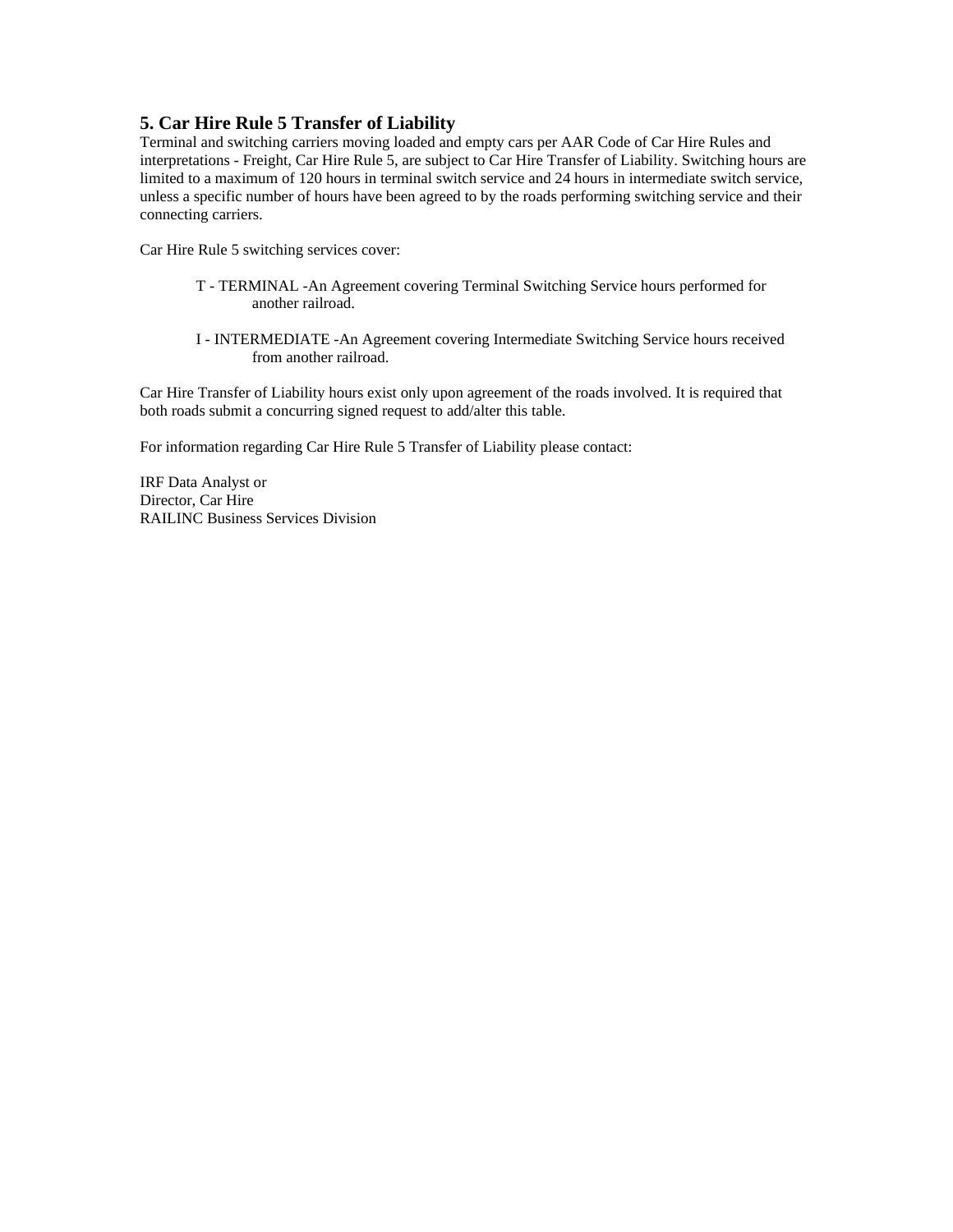## 5. Car Hire Rule 5 Transfer of Liability

Terminal and switching carriers moving loaded and empty cars per AAR Code of Car Hire Rules and interpretations - Freight, Car Hire Rule 5, are subject to Car Hire Transfer of Liability. Switching hours are limited to a maximum of 120 hours in terminal switch service and 24 hours in intermediate switch service, unless a specific number of hours have been agreed to by the roads performing switching service and their connecting carriers.

Car Hire Rule 5 switching services cover:

- T - TERMINAL -An Agreement covering Terminal Switching Service hours performed for another railroad.
- I - INTERMEDIATE -An Agreement covering Intermediate Switching Service hours received from another railroad.

Car Hire Transfer of Liability hours exist only upon agreement of the roads involved. It is required that both roads submit a concurring signed request to add/alter this table.

For information regarding Car Hire Rule 5 Transfer of Liability please contact:

IRF Data Analyst or
Director, Car Hire
RAILINC Business Services Division